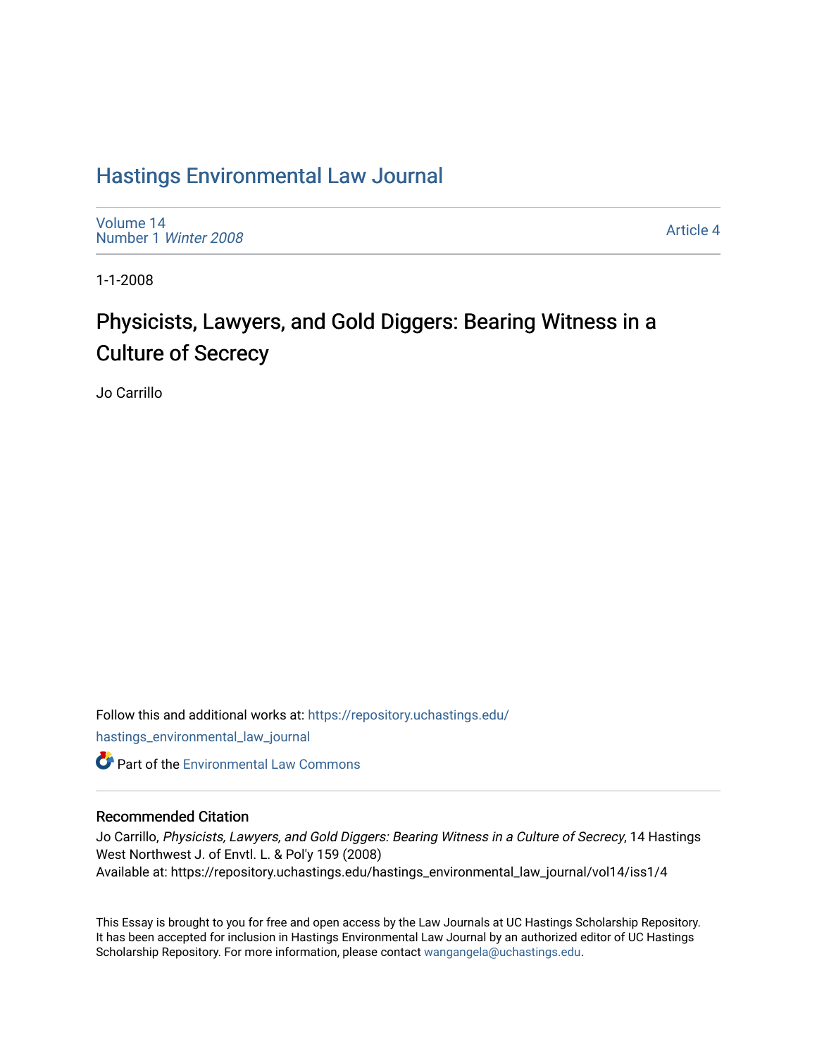# Hastings Environmental Law Journal

Volume 14
Number 1 *Winter 2008*

Article 4

1-1-2008

## Physicists, Lawyers, and Gold Diggers: Bearing Witness in a Culture of Secrecy

Jo Carrillo

Follow this and additional works at: https://repository.uchastings.edu/hastings_environmental_law_journal

Part of the Environmental Law Commons

### Recommended Citation

Jo Carrillo, *Physicists, Lawyers, and Gold Diggers: Bearing Witness in a Culture of Secrecy*, 14 Hastings West Northwest J. of Envtl. L. & Pol'y 159 (2008)
Available at: https://repository.uchastings.edu/hastings_environmental_law_journal/vol14/iss1/4

This Essay is brought to you for free and open access by the Law Journals at UC Hastings Scholarship Repository. It has been accepted for inclusion in Hastings Environmental Law Journal by an authorized editor of UC Hastings Scholarship Repository. For more information, please contact wangangela@uchastings.edu.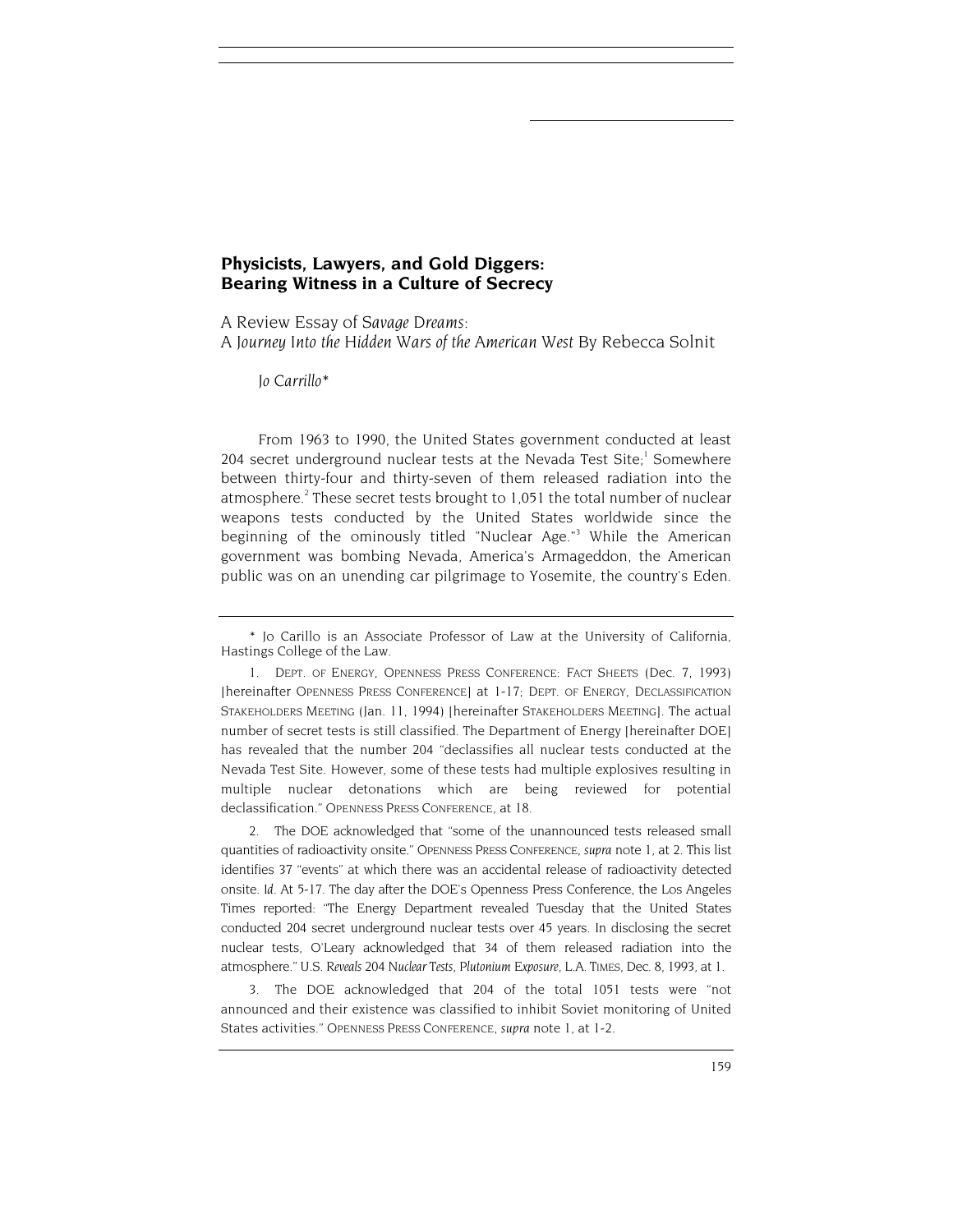# Physicists, Lawyers, and Gold Diggers: Bearing Witness in a Culture of Secrecy

A Review Essay of *Savage Dreams*: *A Journey Into the Hidden Wars of the American West* By Rebecca Solnit

*Jo Carrillo**

From 1963 to 1990, the United States government conducted at least 204 secret underground nuclear tests at the Nevada Test Site;[1] Somewhere between thirty-four and thirty-seven of them released radiation into the atmosphere.[2] These secret tests brought to 1,051 the total number of nuclear weapons tests conducted by the United States worldwide since the beginning of the ominously titled "Nuclear Age."[3] While the American government was bombing Nevada, America's Armageddon, the American public was on an unending car pilgrimage to Yosemite, the country's Eden.

---

\* Jo Carillo is an Associate Professor of Law at the University of California, Hastings College of the Law.

1. DEPT. OF ENERGY, OPENNESS PRESS CONFERENCE: FACT SHEETS (Dec. 7, 1993) [hereinafter OPENNESS PRESS CONFERENCE] at 1-17; DEPT. OF ENERGY, DECLASSIFICATION STAKEHOLDERS MEETING (Jan. 11, 1994) [hereinafter STAKEHOLDERS MEETING]. The actual number of secret tests is still classified. The Department of Energy [hereinafter DOE] has revealed that the number 204 "declassifies all nuclear tests conducted at the Nevada Test Site. However, some of these tests had multiple explosives resulting in multiple nuclear detonations which are being reviewed for potential declassification." OPENNESS PRESS CONFERENCE, at 18.

2. The DOE acknowledged that "some of the unannounced tests released small quantities of radioactivity onsite." OPENNESS PRESS CONFERENCE, *supra* note 1, at 2. This list identifies 37 "events" at which there was an accidental release of radioactivity detected onsite. *Id*. At 5-17. The day after the DOE's Openness Press Conference, the Los Angeles Times reported: "The Energy Department revealed Tuesday that the United States conducted 204 secret underground nuclear tests over 45 years. In disclosing the secret nuclear tests, O'Leary acknowledged that 34 of them released radiation into the atmosphere." *U.S. Reveals 204 Nuclear Tests, Plutonium Exposure*, L.A. TIMES, Dec. 8, 1993, at 1.

3. The DOE acknowledged that 204 of the total 1051 tests were "not announced and their existence was classified to inhibit Soviet monitoring of United States activities." OPENNESS PRESS CONFERENCE, *supra* note 1, at 1-2.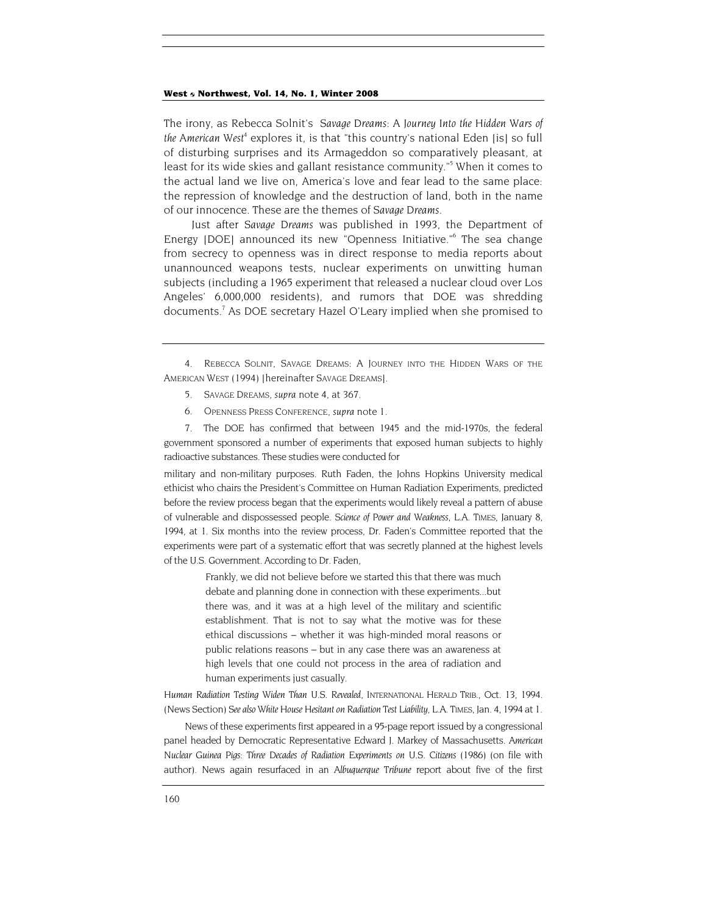The irony, as Rebecca Solnit's *Savage Dreams: A Journey Into the Hidden Wars of the American West*[4] explores it, is that "this country's national Eden [is] so full of disturbing surprises and its Armageddon so comparatively pleasant, at least for its wide skies and gallant resistance community."[5] When it comes to the actual land we live on, America's love and fear lead to the same place: the repression of knowledge and the destruction of land, both in the name of our innocence. These are the themes of *Savage Dreams*.

Just after *Savage Dreams* was published in 1993, the Department of Energy [DOE] announced its new "Openness Initiative."[6] The sea change from secrecy to openness was in direct response to media reports about unannounced weapons tests, nuclear experiments on unwitting human subjects (including a 1965 experiment that released a nuclear cloud over Los Angeles' 6,000,000 residents), and rumors that DOE was shredding documents.[7] As DOE secretary Hazel O'Leary implied when she promised to

---

4. REBECCA SOLNIT, SAVAGE DREAMS: A JOURNEY INTO THE HIDDEN WARS OF THE AMERICAN WEST (1994) [hereinafter SAVAGE DREAMS].

5. SAVAGE DREAMS, *supra* note 4, at 367.

6. OPENNESS PRESS CONFERENCE, *supra* note 1.

7. The DOE has confirmed that between 1945 and the mid-1970s, the federal government sponsored a number of experiments that exposed human subjects to highly radioactive substances. These studies were conducted for military and non-military purposes. Ruth Faden, the Johns Hopkins University medical ethicist who chairs the President's Committee on Human Radiation Experiments, predicted before the review process began that the experiments would likely reveal a pattern of abuse of vulnerable and dispossessed people. *Science of Power and Weakness*, L.A. TIMES, January 8, 1994, at 1. Six months into the review process, Dr. Faden's Committee reported that the experiments were part of a systematic effort that was secretly planned at the highest levels of the U.S. Government. According to Dr. Faden,

> Frankly, we did not believe before we started this that there was much debate and planning done in connection with these experiments...but there was, and it was at a high level of the military and scientific establishment. That is not to say what the motive was for these ethical discussions – whether it was high-minded moral reasons or public relations reasons – but in any case there was an awareness at high levels that one could not process in the area of radiation and human experiments just casually.

*Human Radiation Testing Widen Than U.S. Revealed*, INTERNATIONAL HERALD TRIB., Oct. 13, 1994. (News Section) *See also White House Hesitant on Radiation Test Liability*, L.A. TIMES, Jan. 4, 1994 at 1.

News of these experiments first appeared in a 95-page report issued by a congressional panel headed by Democratic Representative Edward J. Markey of Massachusetts. *American Nuclear Guinea Pigs: Three Decades of Radiation Experiments on U.S. Citizens* (1986) (on file with author). News again resurfaced in an *Albuquerque Tribune* report about five of the first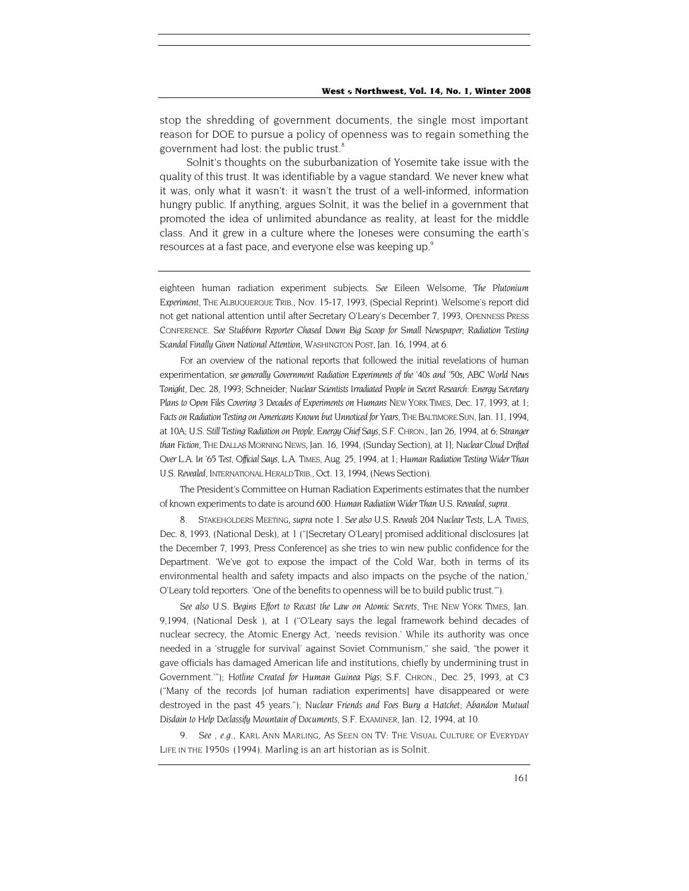stop the shredding of government documents, the single most important reason for DOE to pursue a policy of openness was to regain something the government had lost: the public trust.[8]

Solnit's thoughts on the suburbanization of Yosemite take issue with the quality of this trust. It was identifiable by a vague standard. We never knew what it was, only what it wasn't: it wasn't the trust of a well-informed, information hungry public. If anything, argues Solnit, it was the belief in a government that promoted the idea of unlimited abundance as reality, at least for the middle class. And it grew in a culture where the Joneses were consuming the earth's resources at a fast pace, and everyone else was keeping up.[9]

---

eighteen human radiation experiment subjects. *See* Eileen Welsome, *The Plutonium Experiment*, THE ALBUQUERQUE TRIB., Nov. 15-17, 1993, (Special Reprint). Welsome's report did not get national attention until after Secretary O'Leary's December 7, 1993, OPENNESS PRESS CONFERENCE. *See Stubborn Reporter Chased Down Big Scoop for Small Newspaper*; *Radiation Testing Scandal Finally Given National Attention*, WASHINGTON POST, Jan. 16, 1994, at 6.

For an overview of the national reports that followed the initial revelations of human experimentation, *see generally Government Radiation Experiments of the '40s and '50s*, ABC *World News Tonight*, Dec. 28, 1993; Schneider; *Nuclear Scientists Irradiated People in Secret Research: Energy Secretary Plans to Open Files Covering 3 Decades of Experiments on Humans* NEW YORK TIMES, Dec. 17, 1993, at 1; *Facts on Radiation Testing on Americans Known but Unnoticed for Years*, THE BALTIMORE SUN, Jan. 11, 1994, at 10A; *U.S. Still Testing Radiation on People, Energy Chief Says*, S.F. CHRON., Jan 26, 1994, at 6; *Stranger than Fiction*, THE DALLAS MORNING NEWS, Jan. 16, 1994, (Sunday Section), at 1J; *Nuclear Cloud Drifted Over L.A. In '65 Test, Official Says*, L.A. TIMES, Aug. 25, 1994, at 1; *Human Radiation Testing Wider Than U.S. Revealed*, INTERNATIONAL HERALD TRIB., Oct. 13, 1994, (News Section).

The President's Committee on Human Radiation Experiments estimates that the number of known experiments to date is around 600. *Human Radiation Wider Than U.S. Revealed*, *supra*.

8. STAKEHOLDERS MEETING, *supra* note 1. *See also U.S. Reveals 204 Nuclear Tests*, L.A. TIMES, Dec. 8, 1993, (National Desk), at 1 ("[Secretary O'Leary] promised additional disclosures [at the December 7, 1993, Press Conference] as she tries to win new public confidence for the Department. 'We've got to expose the impact of the Cold War, both in terms of its environmental health and safety impacts and also impacts on the psyche of the nation,' O'Leary told reporters. 'One of the benefits to openness will be to build public trust.'").

*See also U.S. Begins Effort to Recast the Law on Atomic Secrets*, THE NEW YORK TIMES, Jan. 9,1994, (National Desk ), at 1 ("O'Leary says the legal framework behind decades of nuclear secrecy, the Atomic Energy Act, 'needs revision.' While its authority was once needed in a 'struggle for survival' against Soviet Communism," she said, "the power it gave officials has damaged American life and institutions, chiefly by undermining trust in Government.'"); *Hotline Created for Human Guinea Pigs*; S.F. CHRON., Dec. 25, 1993, at C3 ("Many of the records [of human radiation experiments] have disappeared or were destroyed in the past 45 years."); *Nuclear Friends and Foes Bury a Hatchet*; *Abandon Mutual Disdain to Help Declassify Mountain of Documents*, S.F. EXAMINER, Jan. 12, 1994, at 10.

9. *See , e.g.*, KARL ANN MARLING, AS SEEN ON TV: THE VISUAL CULTURE OF EVERYDAY LIFE IN THE 1950S (1994). Marling is an art historian as is Solnit.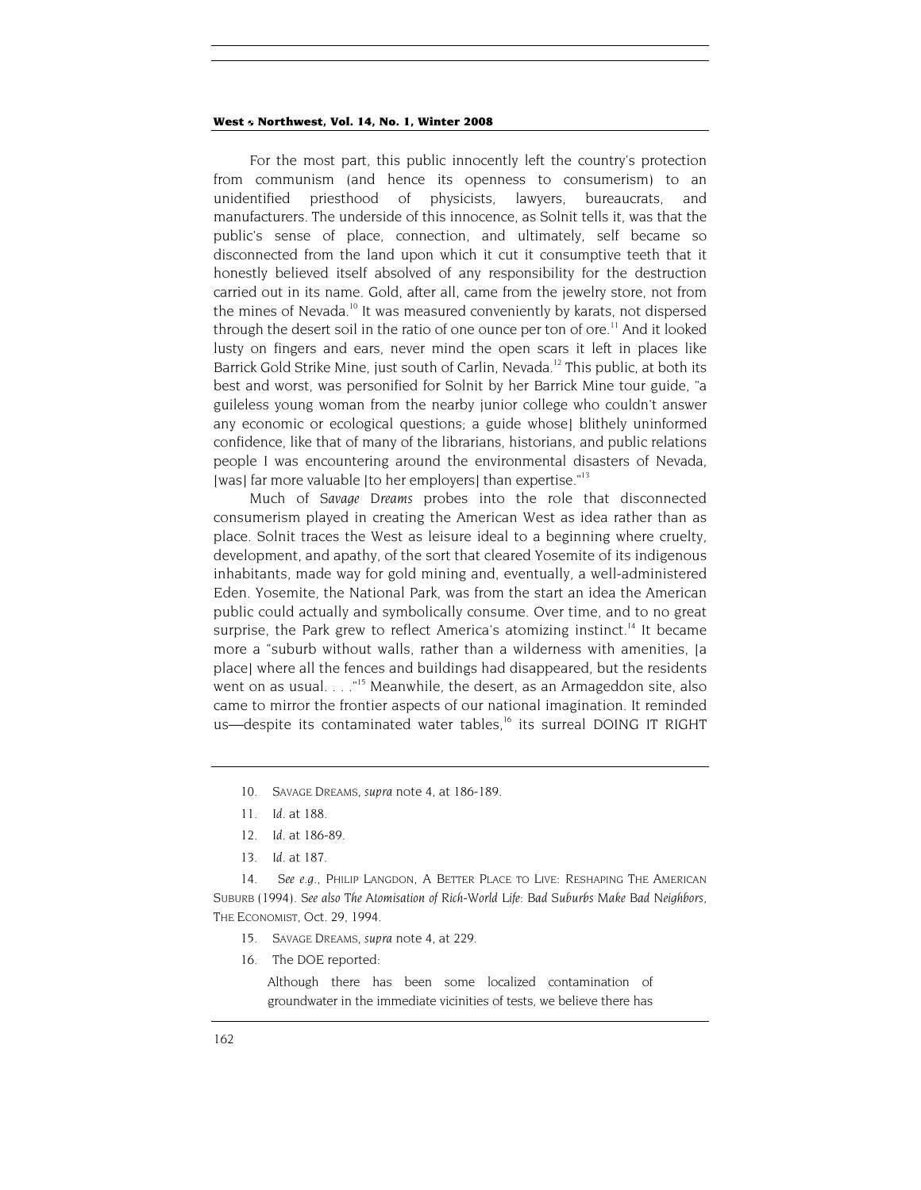For the most part, this public innocently left the country's protection from communism (and hence its openness to consumerism) to an unidentified priesthood of physicists, lawyers, bureaucrats, and manufacturers. The underside of this innocence, as Solnit tells it, was that the public's sense of place, connection, and ultimately, self became so disconnected from the land upon which it cut it consumptive teeth that it honestly believed itself absolved of any responsibility for the destruction carried out in its name. Gold, after all, came from the jewelry store, not from the mines of Nevada.[10] It was measured conveniently by karats, not dispersed through the desert soil in the ratio of one ounce per ton of ore.[11] And it looked lusty on fingers and ears, never mind the open scars it left in places like Barrick Gold Strike Mine, just south of Carlin, Nevada.[12] This public, at both its best and worst, was personified for Solnit by her Barrick Mine tour guide, "a guileless young woman from the nearby junior college who couldn't answer any economic or ecological questions; a guide whose] blithely uninformed confidence, like that of many of the librarians, historians, and public relations people I was encountering around the environmental disasters of Nevada, [was] far more valuable [to her employers] than expertise."[13]

Much of *Savage Dreams* probes into the role that disconnected consumerism played in creating the American West as idea rather than as place. Solnit traces the West as leisure ideal to a beginning where cruelty, development, and apathy, of the sort that cleared Yosemite of its indigenous inhabitants, made way for gold mining and, eventually, a well-administered Eden. Yosemite, the National Park, was from the start an idea the American public could actually and symbolically consume. Over time, and to no great surprise, the Park grew to reflect America's atomizing instinct.[14] It became more a "suburb without walls, rather than a wilderness with amenities, [a place] where all the fences and buildings had disappeared, but the residents went on as usual. . . ."[15] Meanwhile, the desert, as an Armageddon site, also came to mirror the frontier aspects of our national imagination. It reminded us—despite its contaminated water tables,[16] its surreal DOING IT RIGHT

---

10. SAVAGE DREAMS, *supra* note 4, at 186-189.

11. *Id.* at 188.

12. *Id.* at 186-89.

13. *Id.* at 187.

14. *See e.g.*, PHILIP LANGDON, A BETTER PLACE TO LIVE: RESHAPING THE AMERICAN SUBURB (1994). *See also The Atomisation of Rich-World Life: Bad Suburbs Make Bad Neighbors*, THE ECONOMIST, Oct. 29, 1994.

15. SAVAGE DREAMS, *supra* note 4, at 229.

16. The DOE reported:

> Although there has been some localized contamination of groundwater in the immediate vicinities of tests, we believe there has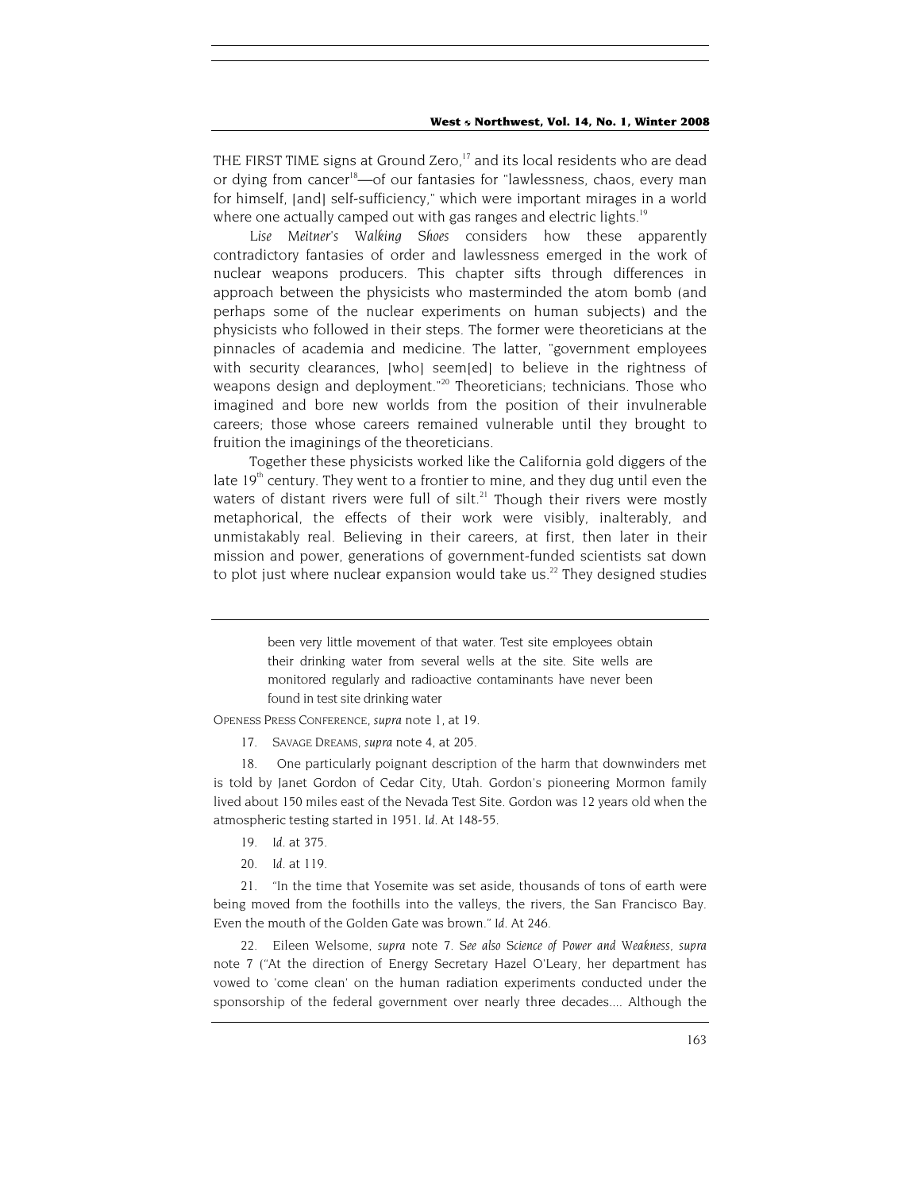THE FIRST TIME signs at Ground Zero,[17] and its local residents who are dead or dying from cancer[18]—of our fantasies for "lawlessness, chaos, every man for himself, [and] self-sufficiency," which were important mirages in a world where one actually camped out with gas ranges and electric lights.[19]

*Lise Meitner's Walking Shoes* considers how these apparently contradictory fantasies of order and lawlessness emerged in the work of nuclear weapons producers. This chapter sifts through differences in approach between the physicists who masterminded the atom bomb (and perhaps some of the nuclear experiments on human subjects) and the physicists who followed in their steps. The former were theoreticians at the pinnacles of academia and medicine. The latter, "government employees with security clearances, [who] seem[ed] to believe in the rightness of weapons design and deployment."[20] Theoreticians; technicians. Those who imagined and bore new worlds from the position of their invulnerable careers; those whose careers remained vulnerable until they brought to fruition the imaginings of the theoreticians.

Together these physicists worked like the California gold diggers of the late 19th century. They went to a frontier to mine, and they dug until even the waters of distant rivers were full of silt.[21] Though their rivers were mostly metaphorical, the effects of their work were visibly, inalterably, and unmistakably real. Believing in their careers, at first, then later in their mission and power, generations of government-funded scientists sat down to plot just where nuclear expansion would take us.[22] They designed studies

---

> been very little movement of that water. Test site employees obtain their drinking water from several wells at the site. Site wells are monitored regularly and radioactive contaminants have never been found in test site drinking water

OPENESS PRESS CONFERENCE, *supra* note 1, at 19.

17. SAVAGE DREAMS, *supra* note 4, at 205.

18. One particularly poignant description of the harm that downwinders met is told by Janet Gordon of Cedar City, Utah. Gordon's pioneering Mormon family lived about 150 miles east of the Nevada Test Site. Gordon was 12 years old when the atmospheric testing started in 1951. *Id.* At 148-55.

19. *Id.* at 375.

20. *Id.* at 119.

21. "In the time that Yosemite was set aside, thousands of tons of earth were being moved from the foothills into the valleys, the rivers, the San Francisco Bay. Even the mouth of the Golden Gate was brown." *Id.* At 246.

22. Eileen Welsome, *supra* note 7. *See also Science of Power and Weakness*, *supra* note 7 ("At the direction of Energy Secretary Hazel O'Leary, her department has vowed to 'come clean' on the human radiation experiments conducted under the sponsorship of the federal government over nearly three decades.... Although the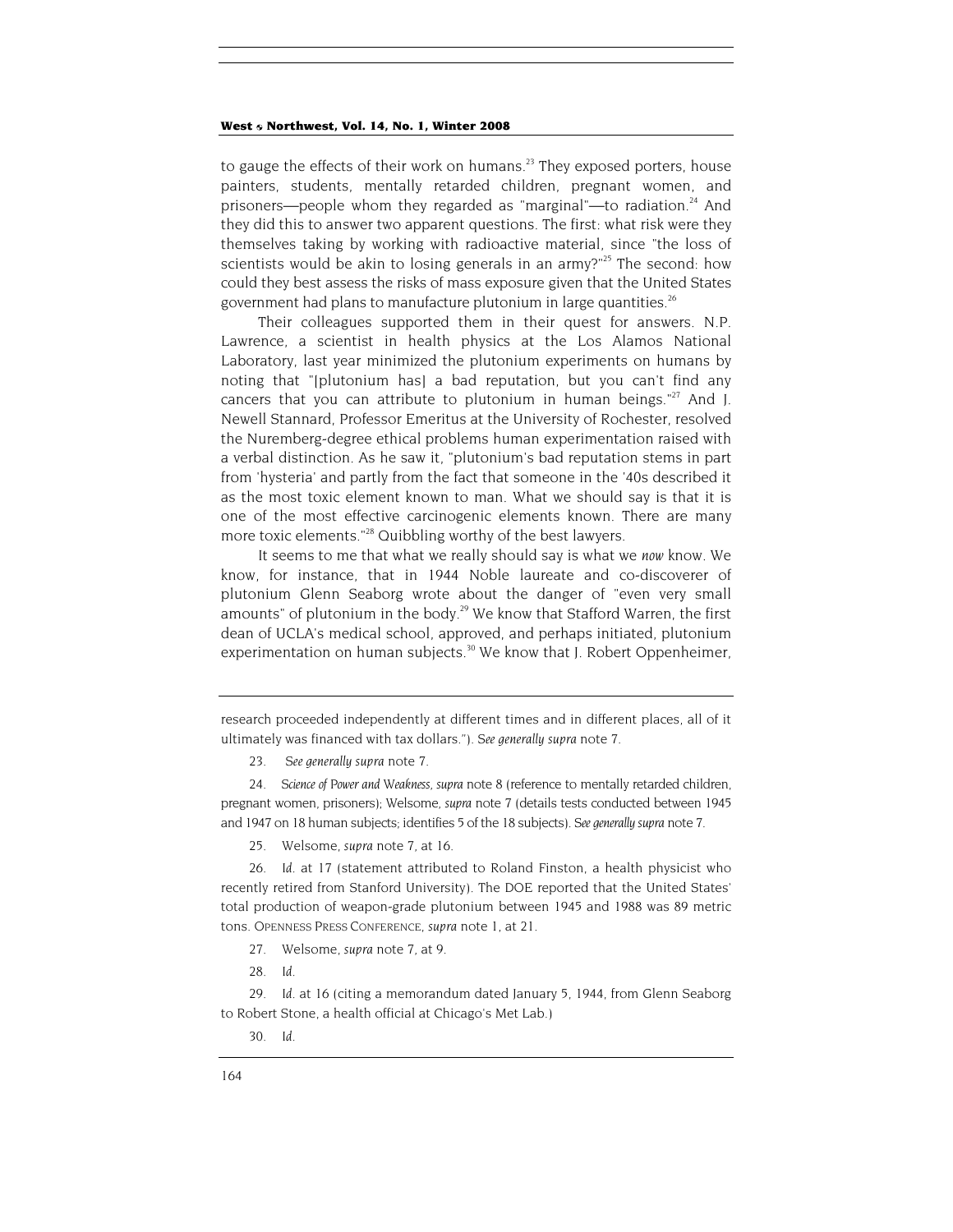to gauge the effects of their work on humans.[23] They exposed porters, house painters, students, mentally retarded children, pregnant women, and prisoners—people whom they regarded as "marginal"—to radiation.[24] And they did this to answer two apparent questions. The first: what risk were they themselves taking by working with radioactive material, since "the loss of scientists would be akin to losing generals in an army?"[25] The second: how could they best assess the risks of mass exposure given that the United States government had plans to manufacture plutonium in large quantities.[26]

Their colleagues supported them in their quest for answers. N.P. Lawrence, a scientist in health physics at the Los Alamos National Laboratory, last year minimized the plutonium experiments on humans by noting that "[plutonium has] a bad reputation, but you can't find any cancers that you can attribute to plutonium in human beings."[27] And J. Newell Stannard, Professor Emeritus at the University of Rochester, resolved the Nuremberg-degree ethical problems human experimentation raised with a verbal distinction. As he saw it, "plutonium's bad reputation stems in part from 'hysteria' and partly from the fact that someone in the '40s described it as the most toxic element known to man. What we should say is that it is one of the most effective carcinogenic elements known. There are many more toxic elements."[28] Quibbling worthy of the best lawyers.

It seems to me that what we really should say is what we *now* know. We know, for instance, that in 1944 Noble laureate and co-discoverer of plutonium Glenn Seaborg wrote about the danger of "even very small amounts" of plutonium in the body.[29] We know that Stafford Warren, the first dean of UCLA's medical school, approved, and perhaps initiated, plutonium experimentation on human subjects.[30] We know that J. Robert Oppenheimer,

---

research proceeded independently at different times and in different places, all of it ultimately was financed with tax dollars."). *See generally supra* note 7.

23. *See generally supra* note 7.

24. *Science of Power and Weakness*, *supra* note 8 (reference to mentally retarded children, pregnant women, prisoners); Welsome, *supra* note 7 (details tests conducted between 1945 and 1947 on 18 human subjects; identifies 5 of the 18 subjects). *See generally supra* note 7.

25. Welsome, *supra* note 7, at 16.

26. *Id.* at 17 (statement attributed to Roland Finston, a health physicist who recently retired from Stanford University). The DOE reported that the United States' total production of weapon-grade plutonium between 1945 and 1988 was 89 metric tons. OPENNESS PRESS CONFERENCE, *supra* note 1, at 21.

27. Welsome, *supra* note 7, at 9.

28. *Id.*

29. *Id.* at 16 (citing a memorandum dated January 5, 1944, from Glenn Seaborg to Robert Stone, a health official at Chicago's Met Lab.)

30. *Id.*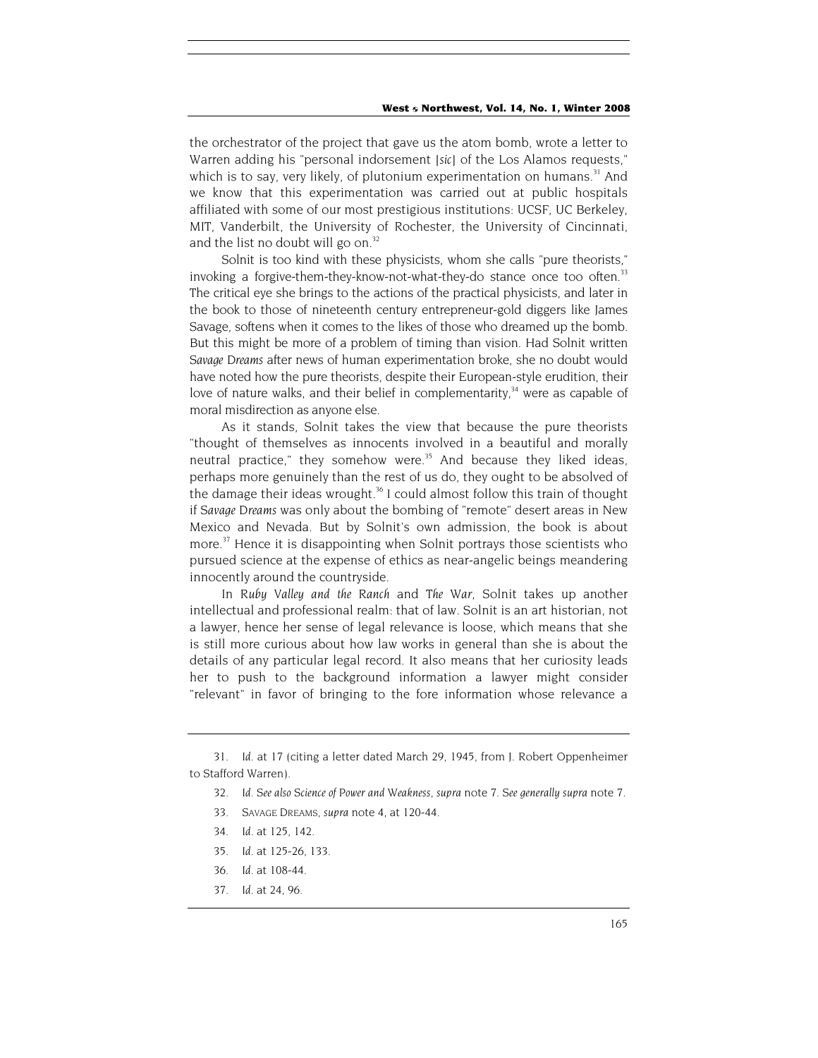the orchestrator of the project that gave us the atom bomb, wrote a letter to Warren adding his "personal indorsement [*sic*] of the Los Alamos requests," which is to say, very likely, of plutonium experimentation on humans.[31] And we know that this experimentation was carried out at public hospitals affiliated with some of our most prestigious institutions: UCSF, UC Berkeley, MIT, Vanderbilt, the University of Rochester, the University of Cincinnati, and the list no doubt will go on.[32]

Solnit is too kind with these physicists, whom she calls "pure theorists," invoking a forgive-them-they-know-not-what-they-do stance once too often.[33] The critical eye she brings to the actions of the practical physicists, and later in the book to those of nineteenth century entrepreneur-gold diggers like James Savage, softens when it comes to the likes of those who dreamed up the bomb. But this might be more of a problem of timing than vision. Had Solnit written *Savage Dreams* after news of human experimentation broke, she no doubt would have noted how the pure theorists, despite their European-style erudition, their love of nature walks, and their belief in complementarity,[34] were as capable of moral misdirection as anyone else.

As it stands, Solnit takes the view that because the pure theorists "thought of themselves as innocents involved in a beautiful and morally neutral practice," they somehow were.[35] And because they liked ideas, perhaps more genuinely than the rest of us do, they ought to be absolved of the damage their ideas wrought.[36] I could almost follow this train of thought if *Savage Dreams* was only about the bombing of "remote" desert areas in New Mexico and Nevada. But by Solnit's own admission, the book is about more.[37] Hence it is disappointing when Solnit portrays those scientists who pursued science at the expense of ethics as near-angelic beings meandering innocently around the countryside.

In *Ruby Valley and the Ranch* and *The War*, Solnit takes up another intellectual and professional realm: that of law. Solnit is an art historian, not a lawyer, hence her sense of legal relevance is loose, which means that she is still more curious about how law works in general than she is about the details of any particular legal record. It also means that her curiosity leads her to push to the background information a lawyer might consider "relevant" in favor of bringing to the fore information whose relevance a

---

31. *Id.* at 17 (citing a letter dated March 29, 1945, from J. Robert Oppenheimer to Stafford Warren).

32. *Id. See also Science of Power and Weakness*, *supra* note 7. *See generally supra* note 7.

33. SAVAGE DREAMS, *supra* note 4, at 120-44.

34. *Id.* at 125, 142.

35. *Id.* at 125-26, 133.

36. *Id.* at 108-44.

37. *Id.* at 24, 96.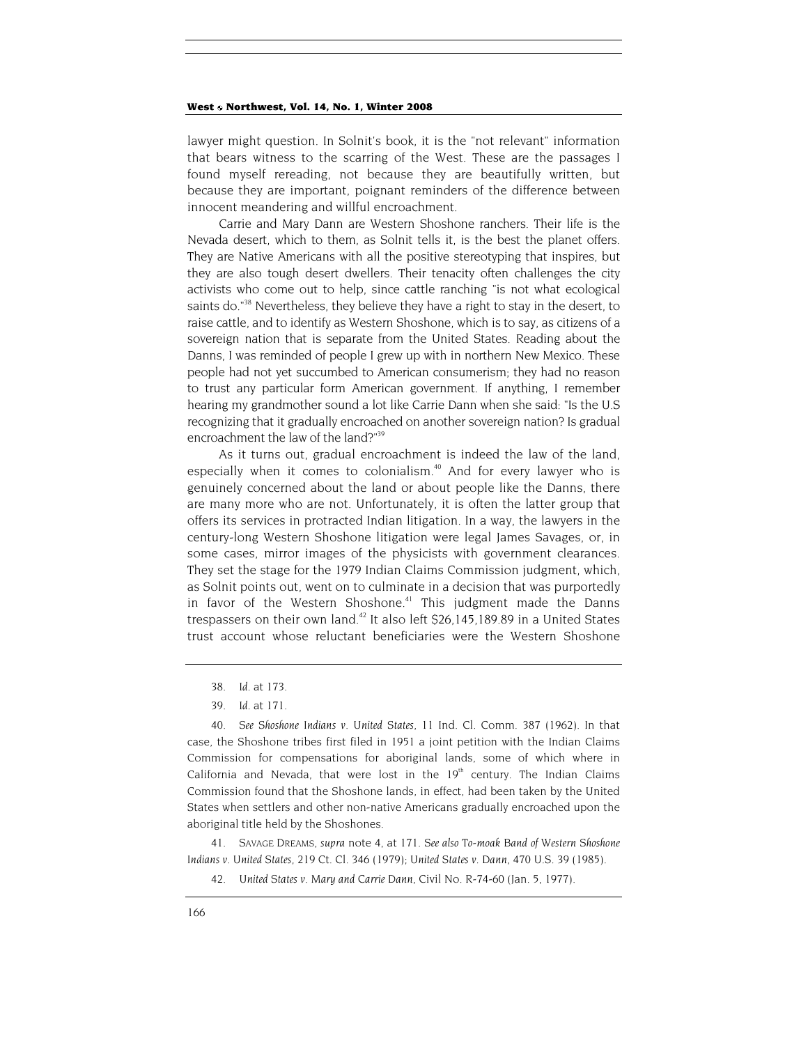lawyer might question. In Solnit's book, it is the "not relevant" information that bears witness to the scarring of the West. These are the passages I found myself rereading, not because they are beautifully written, but because they are important, poignant reminders of the difference between innocent meandering and willful encroachment.

Carrie and Mary Dann are Western Shoshone ranchers. Their life is the Nevada desert, which to them, as Solnit tells it, is the best the planet offers. They are Native Americans with all the positive stereotyping that inspires, but they are also tough desert dwellers. Their tenacity often challenges the city activists who come out to help, since cattle ranching "is not what ecological saints do."[38] Nevertheless, they believe they have a right to stay in the desert, to raise cattle, and to identify as Western Shoshone, which is to say, as citizens of a sovereign nation that is separate from the United States. Reading about the Danns, I was reminded of people I grew up with in northern New Mexico. These people had not yet succumbed to American consumerism; they had no reason to trust any particular form American government. If anything, I remember hearing my grandmother sound a lot like Carrie Dann when she said: "Is the U.S recognizing that it gradually encroached on another sovereign nation? Is gradual encroachment the law of the land?"[39]

As it turns out, gradual encroachment is indeed the law of the land, especially when it comes to colonialism.[40] And for every lawyer who is genuinely concerned about the land or about people like the Danns, there are many more who are not. Unfortunately, it is often the latter group that offers its services in protracted Indian litigation. In a way, the lawyers in the century-long Western Shoshone litigation were legal James Savages, or, in some cases, mirror images of the physicists with government clearances. They set the stage for the 1979 Indian Claims Commission judgment, which, as Solnit points out, went on to culminate in a decision that was purportedly in favor of the Western Shoshone.[41] This judgment made the Danns trespassers on their own land.[42] It also left $26,145,189.89 in a United States trust account whose reluctant beneficiaries were the Western Shoshone

---

38. *Id.* at 173.

39. *Id.* at 171.

40. *See Shoshone Indians v. United States*, 11 Ind. Cl. Comm. 387 (1962). In that case, the Shoshone tribes first filed in 1951 a joint petition with the Indian Claims Commission for compensations for aboriginal lands, some of which where in California and Nevada, that were lost in the 19th century. The Indian Claims Commission found that the Shoshone lands, in effect, had been taken by the United States when settlers and other non-native Americans gradually encroached upon the aboriginal title held by the Shoshones.

41. SAVAGE DREAMS, *supra* note 4, at 171. *See also Te-moak Band of Western Shoshone Indians v. United States*, 219 Ct. Cl. 346 (1979); *United States v. Dann*, 470 U.S. 39 (1985).

42. *United States v. Mary and Carrie Dann*, Civil No. R-74-60 (Jan. 5, 1977).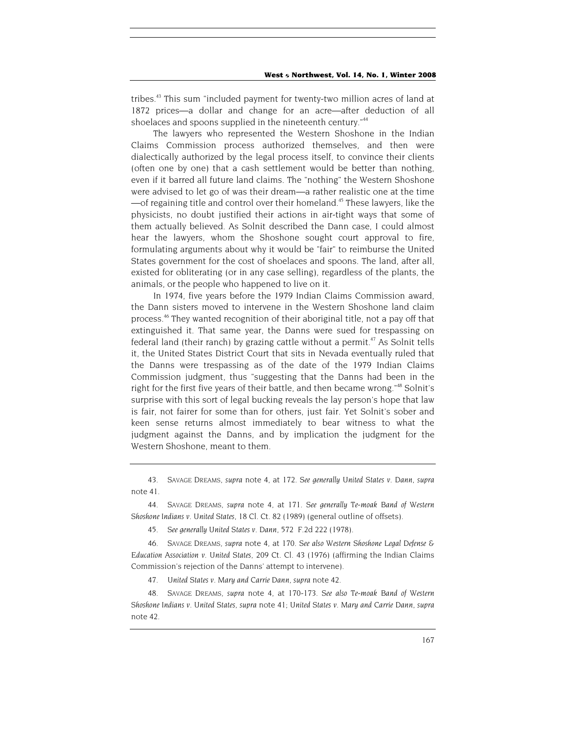tribes.[43] This sum "included payment for twenty-two million acres of land at 1872 prices—a dollar and change for an acre—after deduction of all shoelaces and spoons supplied in the nineteenth century."[44]

The lawyers who represented the Western Shoshone in the Indian Claims Commission process authorized themselves, and then were dialectically authorized by the legal process itself, to convince their clients (often one by one) that a cash settlement would be better than nothing, even if it barred all future land claims. The "nothing" the Western Shoshone were advised to let go of was their dream—a rather realistic one at the time—of regaining title and control over their homeland.[45] These lawyers, like the physicists, no doubt justified their actions in air-tight ways that some of them actually believed. As Solnit described the Dann case, I could almost hear the lawyers, whom the Shoshone sought court approval to fire, formulating arguments about why it would be "fair" to reimburse the United States government for the cost of shoelaces and spoons. The land, after all, existed for obliterating (or in any case selling), regardless of the plants, the animals, or the people who happened to live on it.

In 1974, five years before the 1979 Indian Claims Commission award, the Dann sisters moved to intervene in the Western Shoshone land claim process.[46] They wanted recognition of their aboriginal title, not a pay off that extinguished it. That same year, the Danns were sued for trespassing on federal land (their ranch) by grazing cattle without a permit.[47] As Solnit tells it, the United States District Court that sits in Nevada eventually ruled that the Danns were trespassing as of the date of the 1979 Indian Claims Commission judgment, thus "suggesting that the Danns had been in the right for the first five years of their battle, and then became wrong."[48] Solnit's surprise with this sort of legal bucking reveals the lay person's hope that law is fair, not fairer for some than for others, just fair. Yet Solnit's sober and keen sense returns almost immediately to bear witness to what the judgment against the Danns, and by implication the judgment for the Western Shoshone, meant to them.

---

43. SAVAGE DREAMS, *supra* note 4, at 172. *See generally United States v. Dann*, *supra* note 41.

44. SAVAGE DREAMS, *supra* note 4, at 171. *See generally Te-moak Band of Western Shoshone Indians v. United States*, 18 Cl. Ct. 82 (1989) (general outline of offsets).

45. *See generally United States v. Dann*, 572 F.2d 222 (1978).

46. SAVAGE DREAMS, *supra* note 4, at 170. *See also Western Shoshone Legal Defense & Education Association v. United States*, 209 Ct. Cl. 43 (1976) (affirming the Indian Claims Commission's rejection of the Danns' attempt to intervene).

47. *United States v. Mary and Carrie Dann*, *supra* note 42.

48. SAVAGE DREAMS, *supra* note 4, at 170-173. *See also Te-moak Band of Western Shoshone Indians v. United States*, *supra* note 41; *United States v. Mary and Carrie Dann*, *supra* note 42.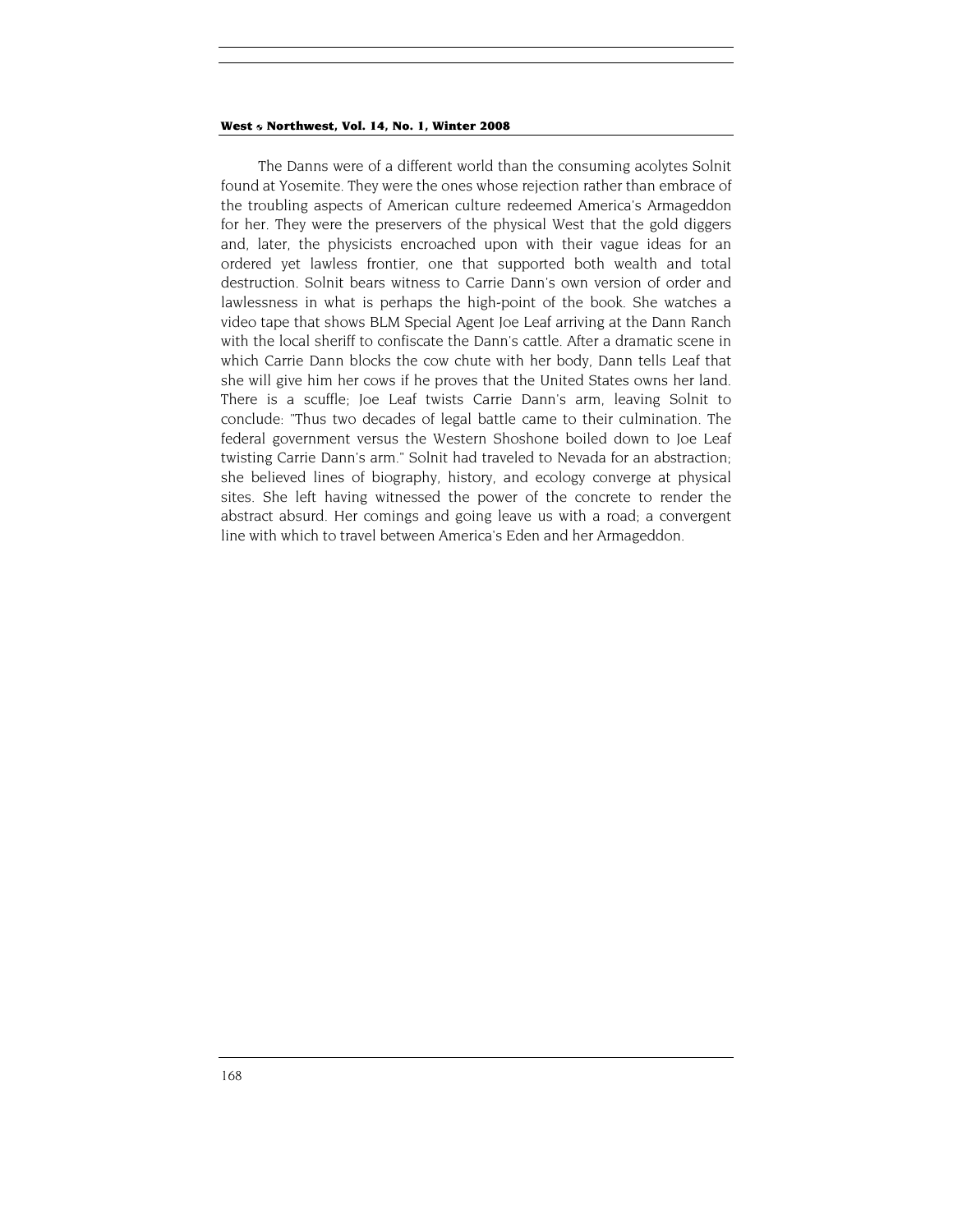The Danns were of a different world than the consuming acolytes Solnit found at Yosemite. They were the ones whose rejection rather than embrace of the troubling aspects of American culture redeemed America's Armageddon for her. They were the preservers of the physical West that the gold diggers and, later, the physicists encroached upon with their vague ideas for an ordered yet lawless frontier, one that supported both wealth and total destruction. Solnit bears witness to Carrie Dann's own version of order and lawlessness in what is perhaps the high-point of the book. She watches a video tape that shows BLM Special Agent Joe Leaf arriving at the Dann Ranch with the local sheriff to confiscate the Dann's cattle. After a dramatic scene in which Carrie Dann blocks the cow chute with her body, Dann tells Leaf that she will give him her cows if he proves that the United States owns her land. There is a scuffle; Joe Leaf twists Carrie Dann's arm, leaving Solnit to conclude: "Thus two decades of legal battle came to their culmination. The federal government versus the Western Shoshone boiled down to Joe Leaf twisting Carrie Dann's arm." Solnit had traveled to Nevada for an abstraction; she believed lines of biography, history, and ecology converge at physical sites. She left having witnessed the power of the concrete to render the abstract absurd. Her comings and going leave us with a road; a convergent line with which to travel between America's Eden and her Armageddon.